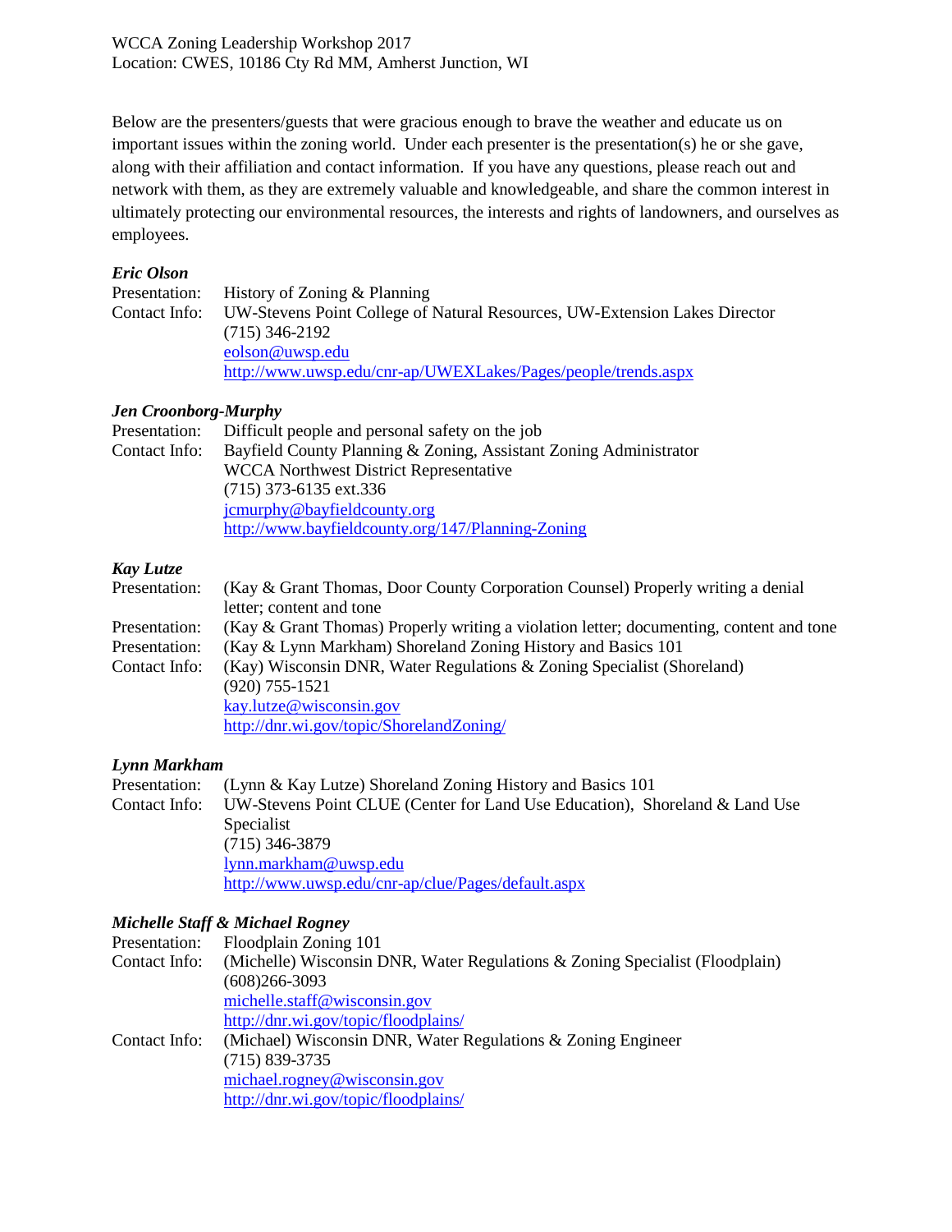WCCA Zoning Leadership Workshop 2017
Location: CWES, 10186 Cty Rd MM, Amherst Junction, WI

Below are the presenters/guests that were gracious enough to brave the weather and educate us on important issues within the zoning world. Under each presenter is the presentation(s) he or she gave, along with their affiliation and contact information. If you have any questions, please reach out and network with them, as they are extremely valuable and knowledgeable, and share the common interest in ultimately protecting our environmental resources, the interests and rights of landowners, and ourselves as employees.

***Eric Olson***

Presentation: History of Zoning & Planning
Contact Info: UW-Stevens Point College of Natural Resources, UW-Extension Lakes Director
(715) 346-2192
eolson@uwsp.edu
http://www.uwsp.edu/cnr-ap/UWEXLakes/Pages/people/trends.aspx

***Jen Croonborg-Murphy***

Presentation: Difficult people and personal safety on the job
Contact Info: Bayfield County Planning & Zoning, Assistant Zoning Administrator
WCCA Northwest District Representative
(715) 373-6135 ext.336
jcmurphy@bayfieldcounty.org
http://www.bayfieldcounty.org/147/Planning-Zoning

***Kay Lutze***

Presentation: (Kay & Grant Thomas, Door County Corporation Counsel) Properly writing a denial letter; content and tone
Presentation: (Kay & Grant Thomas) Properly writing a violation letter; documenting, content and tone
Presentation: (Kay & Lynn Markham) Shoreland Zoning History and Basics 101
Contact Info: (Kay) Wisconsin DNR, Water Regulations & Zoning Specialist (Shoreland)
(920) 755-1521
kay.lutze@wisconsin.gov
http://dnr.wi.gov/topic/ShorelandZoning/

***Lynn Markham***

Presentation: (Lynn & Kay Lutze) Shoreland Zoning History and Basics 101
Contact Info: UW-Stevens Point CLUE (Center for Land Use Education), Shoreland & Land Use Specialist
(715) 346-3879
lynn.markham@uwsp.edu
http://www.uwsp.edu/cnr-ap/clue/Pages/default.aspx

***Michelle Staff & Michael Rogney***

Presentation: Floodplain Zoning 101
Contact Info: (Michelle) Wisconsin DNR, Water Regulations & Zoning Specialist (Floodplain)
(608)266-3093
michelle.staff@wisconsin.gov
http://dnr.wi.gov/topic/floodplains/
Contact Info: (Michael) Wisconsin DNR, Water Regulations & Zoning Engineer
(715) 839-3735
michael.rogney@wisconsin.gov
http://dnr.wi.gov/topic/floodplains/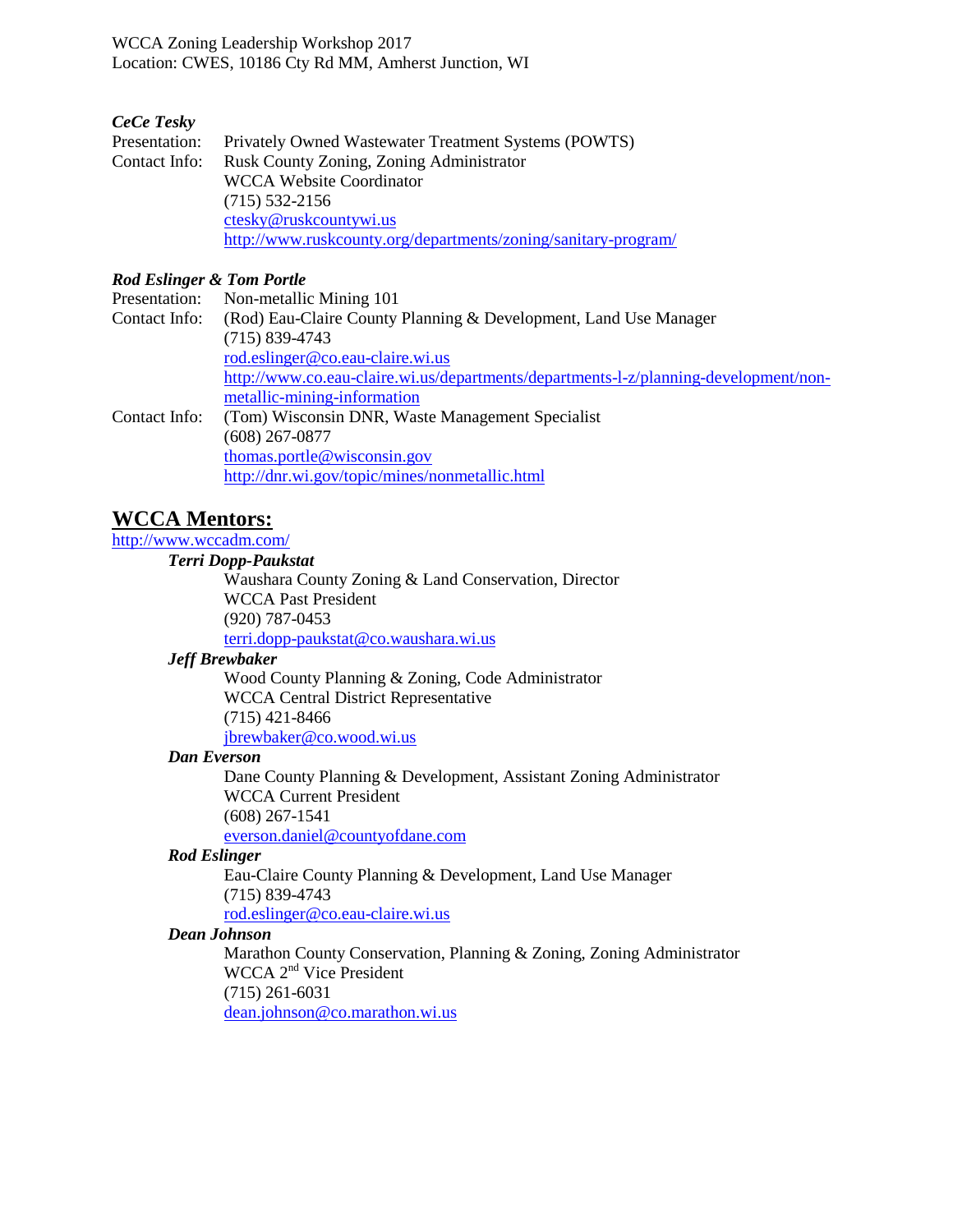WCCA Zoning Leadership Workshop 2017
Location: CWES, 10186 Cty Rd MM, Amherst Junction, WI

***CeCe Tesky***

Presentation: Privately Owned Wastewater Treatment Systems (POWTS)
Contact Info: Rusk County Zoning, Zoning Administrator
WCCA Website Coordinator
(715) 532-2156
ctesky@ruskcountywi.us
http://www.ruskcounty.org/departments/zoning/sanitary-program/

***Rod Eslinger & Tom Portle***

Presentation: Non-metallic Mining 101
Contact Info: (Rod) Eau-Claire County Planning & Development, Land Use Manager
(715) 839-4743
rod.eslinger@co.eau-claire.wi.us
http://www.co.eau-claire.wi.us/departments/departments-l-z/planning-development/non-metallic-mining-information
Contact Info: (Tom) Wisconsin DNR, Waste Management Specialist
(608) 267-0877
thomas.portle@wisconsin.gov
http://dnr.wi.gov/topic/mines/nonmetallic.html

## WCCA Mentors:

http://www.wccadm.com/

***Terri Dopp-Paukstat***
Waushara County Zoning & Land Conservation, Director
WCCA Past President
(920) 787-0453
terri.dopp-paukstat@co.waushara.wi.us

***Jeff Brewbaker***
Wood County Planning & Zoning, Code Administrator
WCCA Central District Representative
(715) 421-8466
jbrewbaker@co.wood.wi.us

***Dan Everson***
Dane County Planning & Development, Assistant Zoning Administrator
WCCA Current President
(608) 267-1541
everson.daniel@countyofdane.com

***Rod Eslinger***
Eau-Claire County Planning & Development, Land Use Manager
(715) 839-4743
rod.eslinger@co.eau-claire.wi.us

***Dean Johnson***
Marathon County Conservation, Planning & Zoning, Zoning Administrator
WCCA 2nd Vice President
(715) 261-6031
dean.johnson@co.marathon.wi.us